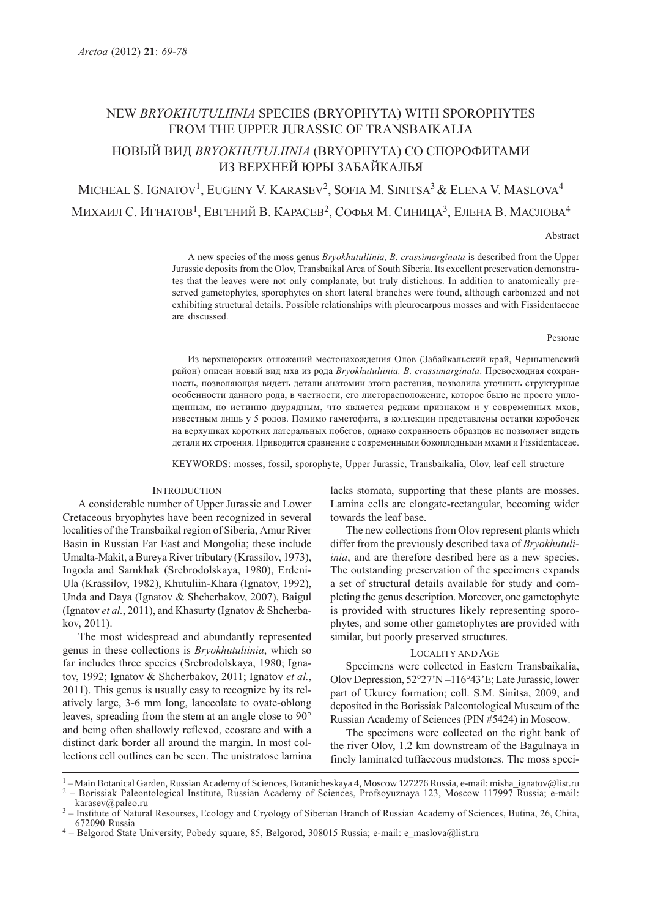# NEW *BRYOKHUTULIINIA* SPECIES (BRYOPHYTA) WITH SPOROPHYTES FROM THE UPPER JURASSIC OF TRANSBAIKALIA

# НОВЫЙ ВИД *BRYOKHUTULIINIA* (BRYOPHYTA) СО СПОРОФИТАМИ ИЗ ВЕРХНЕЙ ЮРЫ ЗАБАЙКАЛЬЯ

MICHEAL S. IGNATOV[1], EUGENY V. KARASEV[2], SOFIA M. SINITSA[3] & ELENA V. MASLOVA[4]

МИХАИЛ С. ИГНАТОВ[1], ЕВГЕНИЙ В. КАРАСЕВ[2], СОФЬЯ М. СИНИЦА[3], ЕЛЕНА В. МАСЛОВА[4]

Abstract

A new species of the moss genus *Bryokhutuliinia, B. crassimarginata* is described from the Upper Jurassic deposits from the Olov, Transbaikal Area of South Siberia. Its excellent preservation demonstrates that the leaves were not only complanate, but truly distichous. In addition to anatomically preserved gametophytes, sporophytes on short lateral branches were found, although carbonized and not exhibiting structural details. Possible relationships with pleurocarpous mosses and with Fissidentaceae are discussed.

Резюме

Из верхнеюрских отложений местонахождения Олов (Забайкальский край, Чернышевский район) описан новый вид мха из рода *Bryokhutuliinia, B. crassimarginata*. Превосходная сохранность, позволяющая видеть детали анатомии этого растения, позволила уточнить структурные особенности данного рода, в частности, его листорасположение, которое было не просто уплощенным, но истинно двурядным, что является редким признаком и у современных мхов, известным лишь у 5 родов. Помимо гаметофита, в коллекции представлены остатки коробочек на верхушках коротких латеральных побегов, однако сохранность образцов не позволяет видеть детали их строения. Приводится сравнение с современными бокоплодными мхами и Fissidentaceae.

KEYWORDS: mosses, fossil, sporophyte, Upper Jurassic, Transbaikalia, Olov, leaf cell structure

## INTRODUCTION

A considerable number of Upper Jurassic and Lower Cretaceous bryophytes have been recognized in several localities of the Transbaikal region of Siberia, Amur River Basin in Russian Far East and Mongolia; these include Umalta-Makit, a Bureya River tributary (Krassilov, 1973), Ingoda and Samkhak (Srebrodolskaya, 1980), Erdeni-Ula (Krassilov, 1982), Khutuliin-Khara (Ignatov, 1992), Unda and Daya (Ignatov & Shcherbakov, 2007), Baigul (Ignatov *et al.*, 2011), and Khasurty (Ignatov & Shcherbakov, 2011).

The most widespread and abundantly represented genus in these collections is *Bryokhutuliinia*, which so far includes three species (Srebrodolskaya, 1980; Ignatov, 1992; Ignatov & Shcherbakov, 2011; Ignatov *et al.*, 2011). This genus is usually easy to recognize by its relatively large, 3-6 mm long, lanceolate to ovate-oblong leaves, spreading from the stem at an angle close to 90° and being often shallowly reflexed, ecostate and with a distinct dark border all around the margin. In most collections cell outlines can be seen. The unistratose lamina lacks stomata, supporting that these plants are mosses. Lamina cells are elongate-rectangular, becoming wider towards the leaf base.

The new collections from Olov represent plants which differ from the previously described taxa of *Bryokhutuliinia*, and are therefore desribed here as a new species. The outstanding preservation of the specimens expands a set of structural details available for study and completing the genus description. Moreover, one gametophyte is provided with structures likely representing sporophytes, and some other gametophytes are provided with similar, but poorly preserved structures.

## LOCALITY AND AGE

Specimens were collected in Eastern Transbaikalia, Olov Depression, 52°27'N –116°43'E; Late Jurassic, lower part of Ukurey formation; coll. S.M. Sinitsa, 2009, and deposited in the Borissiak Paleontological Museum of the Russian Academy of Sciences (PIN #5424) in Moscow.

The specimens were collected on the right bank of the river Olov, 1.2 km downstream of the Bagulnaya in finely laminated tuffaceous mudstones. The moss speci-

---

[1] – Main Botanical Garden, Russian Academy of Sciences, Botanicheskaya 4, Moscow 127276 Russia, e-mail: misha_ignatov@list.ru

[2] – Borissiak Paleontological Institute, Russian Academy of Sciences, Profsoyuznaya 123, Moscow 117997 Russia; e-mail: karasev@paleo.ru

[3] – Institute of Natural Resourses, Ecology and Cryology of Siberian Branch of Russian Academy of Sciences, Butina, 26, Chita, 672090 Russia

[4] – Belgorod State University, Pobedy square, 85, Belgorod, 308015 Russia; e-mail: e_maslova@list.ru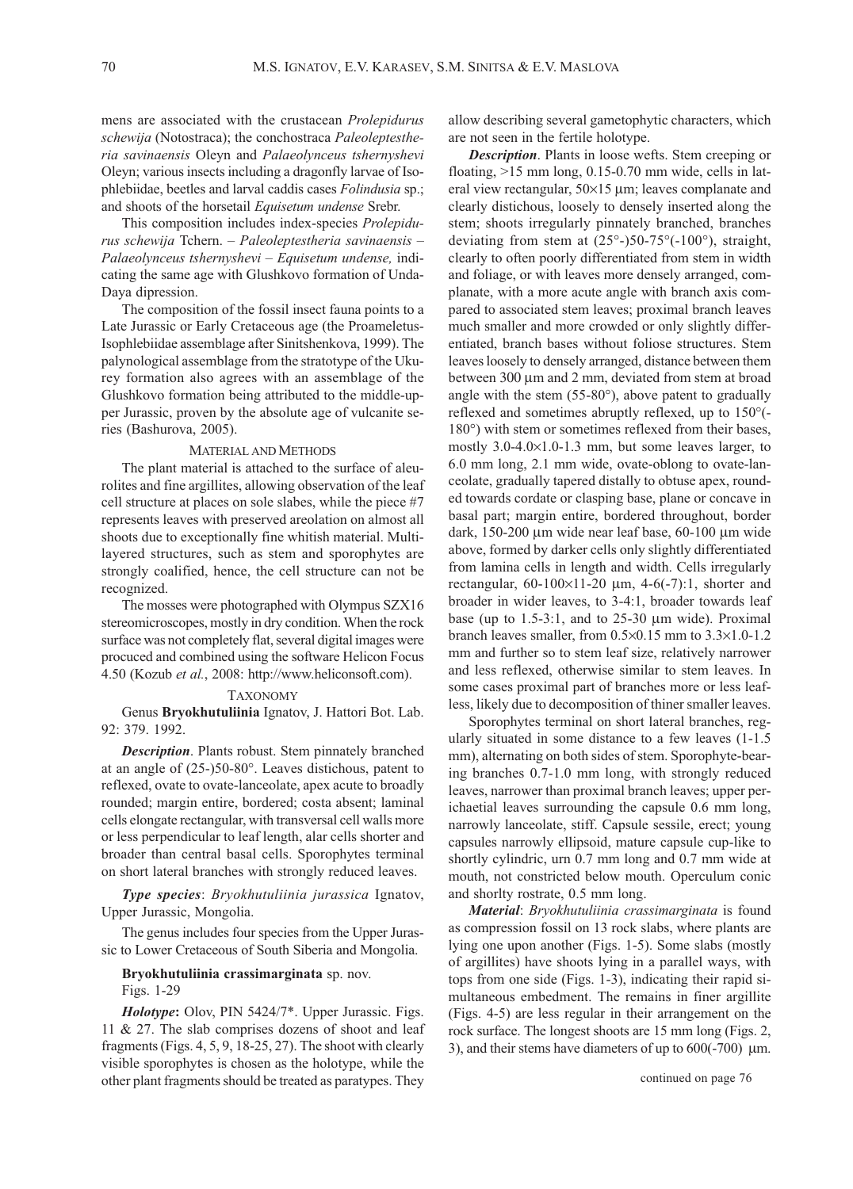mens are associated with the crustacean *Prolepidurus schewija* (Notostraca); the conchostraca *Paleoleptestheria savinaensis* Oleyn and *Palaeolynceus tshernyshevi* Oleyn; various insects including a dragonfly larvae of Isophlebiidae, beetles and larval caddis cases *Folindusia* sp.; and shoots of the horsetail *Equisetum undense* Srebr.

This composition includes index-species *Prolepidurus schewija* Tchern. – *Paleoleptestheria savinaensis* – *Palaeolynceus tshernyshevi* – *Equisetum undense,* indicating the same age with Glushkovo formation of Unda-Daya dipression.

The composition of the fossil insect fauna points to a Late Jurassic or Early Cretaceous age (the Proameletus-Isophlebiidae assemblage after Sinitshenkova, 1999). The palynological assemblage from the stratotype of the Ukurey formation also agrees with an assemblage of the Glushkovo formation being attributed to the middle-upper Jurassic, proven by the absolute age of vulcanite series (Bashurova, 2005).

## Material and Methods

The plant material is attached to the surface of aleurolites and fine argillites, allowing observation of the leaf cell structure at places on sole slabes, while the piece #7 represents leaves with preserved areolation on almost all shoots due to exceptionally fine whitish material. Multilayered structures, such as stem and sporophytes are strongly coalified, hence, the cell structure can not be recognized.

The mosses were photographed with Olympus SZX16 stereomicroscopes, mostly in dry condition. When the rock surface was not completely flat, several digital images were procuced and combined using the software Helicon Focus 4.50 (Kozub *et al.*, 2008: http://www.heliconsoft.com).

## Taxonomy

Genus **Bryokhutuliinia** Ignatov, J. Hattori Bot. Lab. 92: 379. 1992.

***Description***. Plants robust. Stem pinnately branched at an angle of (25-)50-80°. Leaves distichous, patent to reflexed, ovate to ovate-lanceolate, apex acute to broadly rounded; margin entire, bordered; costa absent; laminal cells elongate rectangular, with transversal cell walls more or less perpendicular to leaf length, alar cells shorter and broader than central basal cells. Sporophytes terminal on short lateral branches with strongly reduced leaves.

***Type species***: *Bryokhutuliinia jurassica* Ignatov, Upper Jurassic, Mongolia.

The genus includes four species from the Upper Jurassic to Lower Cretaceous of South Siberia and Mongolia.

**Bryokhutuliinia crassimarginata** sp. nov.
Figs. 1-29

***Holotype*:** Olov, PIN 5424/7*. Upper Jurassic. Figs. 11 & 27. The slab comprises dozens of shoot and leaf fragments (Figs. 4, 5, 9, 18-25, 27). The shoot with clearly visible sporophytes is chosen as the holotype, while the other plant fragments should be treated as paratypes. They allow describing several gametophytic characters, which are not seen in the fertile holotype.

***Description***. Plants in loose wefts. Stem creeping or floating, >15 mm long, 0.15-0.70 mm wide, cells in lateral view rectangular, 50×15 μm; leaves complanate and clearly distichous, loosely to densely inserted along the stem; shoots irregularly pinnately branched, branches deviating from stem at (25°-)50-75°(-100°), straight, clearly to often poorly differentiated from stem in width and foliage, or with leaves more densely arranged, complanate, with a more acute angle with branch axis compared to associated stem leaves; proximal branch leaves much smaller and more crowded or only slightly differentiated, branch bases without foliose structures. Stem leaves loosely to densely arranged, distance between them between 300 μm and 2 mm, deviated from stem at broad angle with the stem (55-80°), above patent to gradually reflexed and sometimes abruptly reflexed, up to 150°(-180°) with stem or sometimes reflexed from their bases, mostly 3.0-4.0×1.0-1.3 mm, but some leaves larger, to 6.0 mm long, 2.1 mm wide, ovate-oblong to ovate-lanceolate, gradually tapered distally to obtuse apex, rounded towards cordate or clasping base, plane or concave in basal part; margin entire, bordered throughout, border dark, 150-200 μm wide near leaf base, 60-100 μm wide above, formed by darker cells only slightly differentiated from lamina cells in length and width. Cells irregularly rectangular, 60-100×11-20 μm, 4-6(-7):1, shorter and broader in wider leaves, to 3-4:1, broader towards leaf base (up to 1.5-3:1, and to 25-30 μm wide). Proximal branch leaves smaller, from 0.5×0.15 mm to 3.3×1.0-1.2 mm and further so to stem leaf size, relatively narrower and less reflexed, otherwise similar to stem leaves. In some cases proximal part of branches more or less leafless, likely due to decomposition of thiner smaller leaves.

Sporophytes terminal on short lateral branches, regularly situated in some distance to a few leaves (1-1.5 mm), alternating on both sides of stem. Sporophyte-bearing branches 0.7-1.0 mm long, with strongly reduced leaves, narrower than proximal branch leaves; upper perichaetial leaves surrounding the capsule 0.6 mm long, narrowly lanceolate, stiff. Capsule sessile, erect; young capsules narrowly ellipsoid, mature capsule cup-like to shortly cylindric, urn 0.7 mm long and 0.7 mm wide at mouth, not constricted below mouth. Operculum conic and shorlty rostrate, 0.5 mm long.

***Material***: *Bryokhutuliinia crassimarginata* is found as compression fossil on 13 rock slabs, where plants are lying one upon another (Figs. 1-5). Some slabs (mostly of argillites) have shoots lying in a parallel ways, with tops from one side (Figs. 1-3), indicating their rapid simultaneous embedment. The remains in finer argillite (Figs. 4-5) are less regular in their arrangement on the rock surface. The longest shoots are 15 mm long (Figs. 2, 3), and their stems have diameters of up to 600(-700) μm.

continued on page 76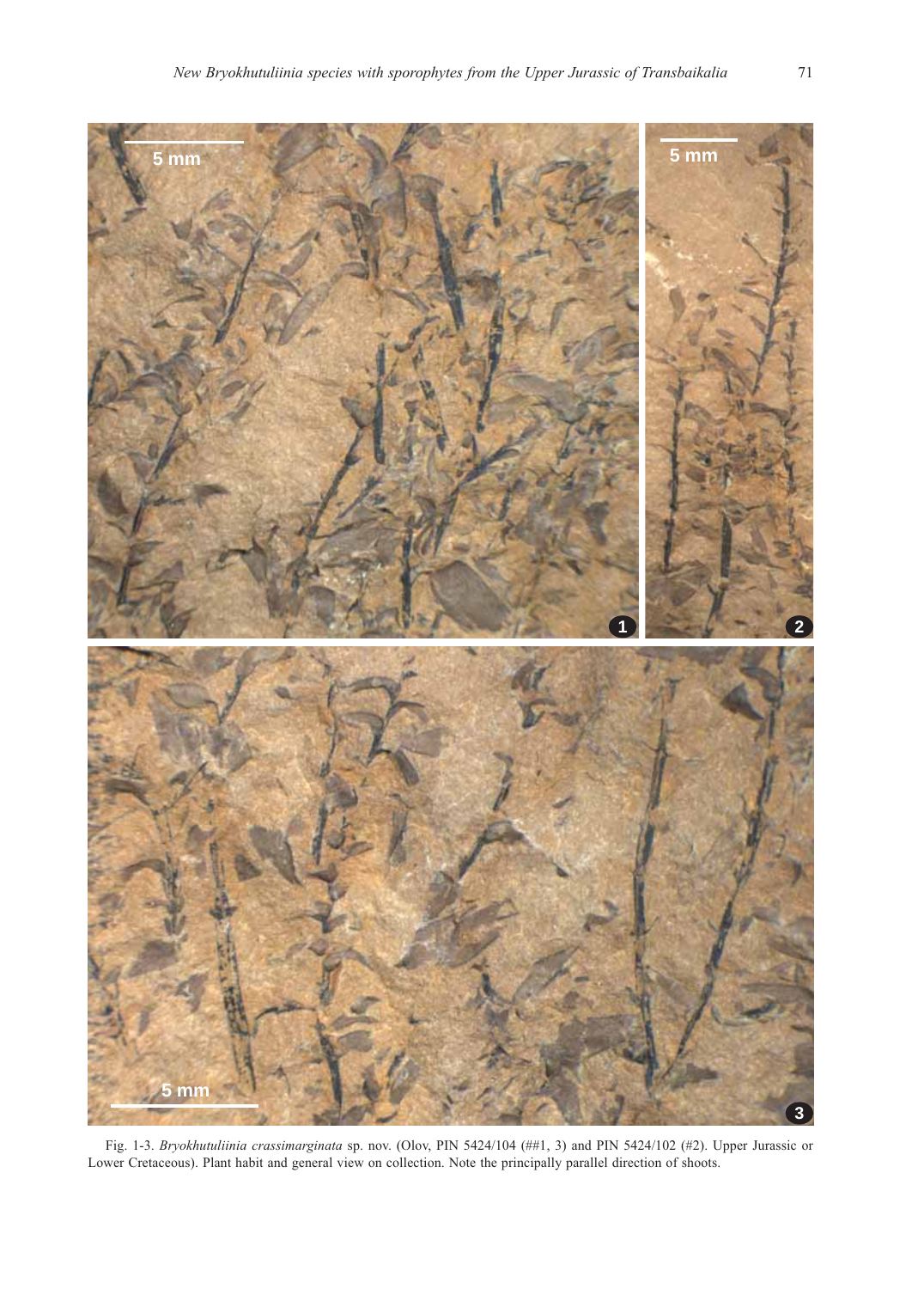Fig. 1-3. *Bryokhutuliinia crassimarginata* sp. nov. (Olov, PIN 5424/104 (##1, 3) and PIN 5424/102 (#2). Upper Jurassic or Lower Cretaceous). Plant habit and general view on collection. Note the principally parallel direction of shoots.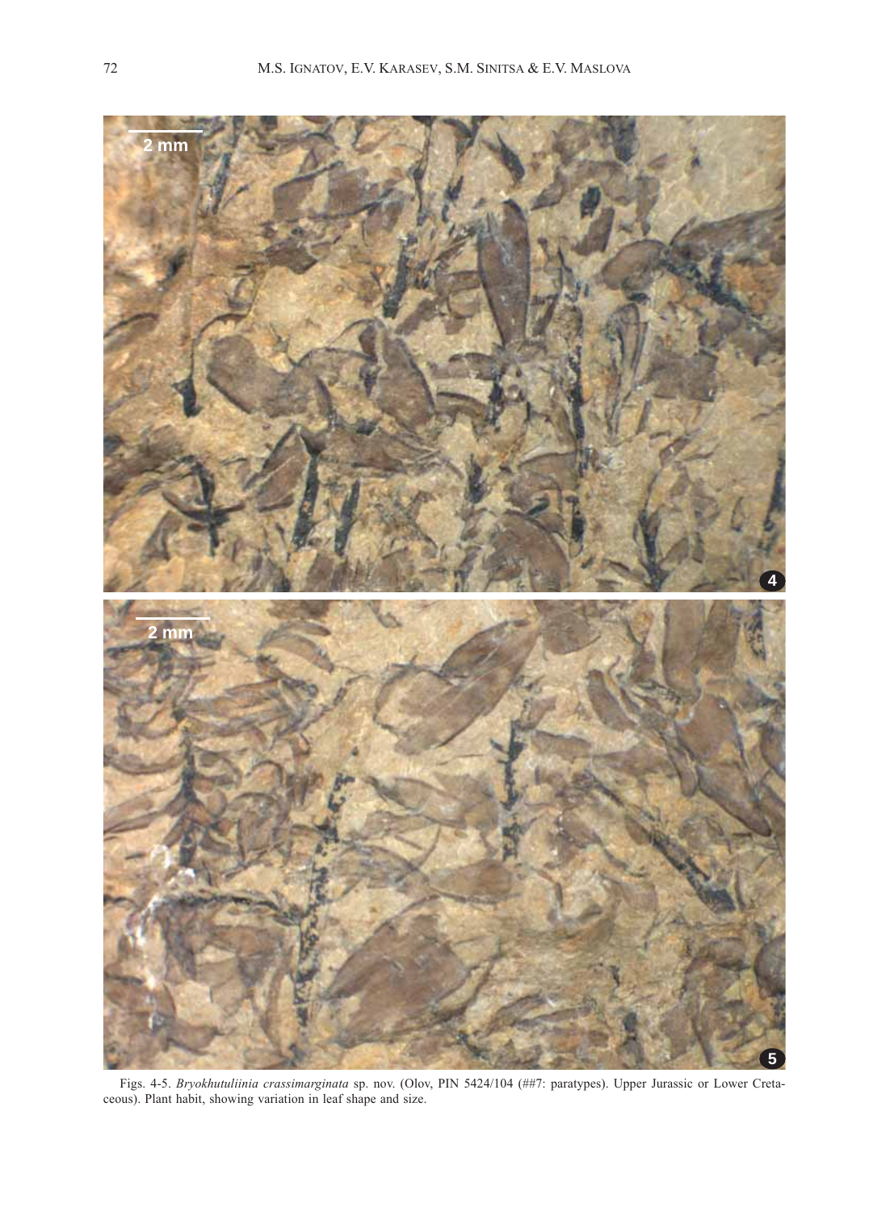Figs. 4-5. *Bryokhutuliinia crassimarginata* sp. nov. (Olov, PIN 5424/104 (##7: paratypes). Upper Jurassic or Lower Cretaceous). Plant habit, showing variation in leaf shape and size.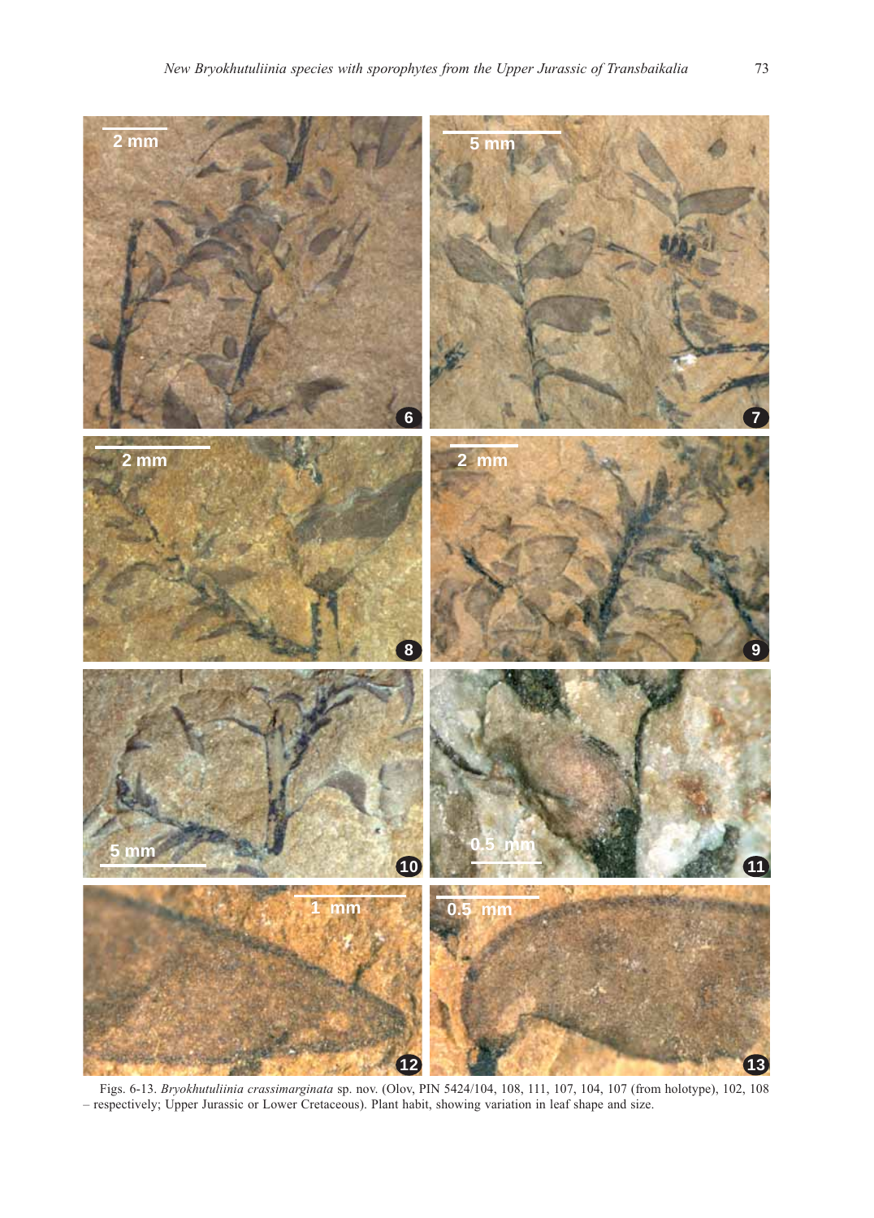Figs. 6-13. *Bryokhutuliinia crassimarginata* sp. nov. (Olov, PIN 5424/104, 108, 111, 107, 104, 107 (from holotype), 102, 108 – respectively; Upper Jurassic or Lower Cretaceous). Plant habit, showing variation in leaf shape and size.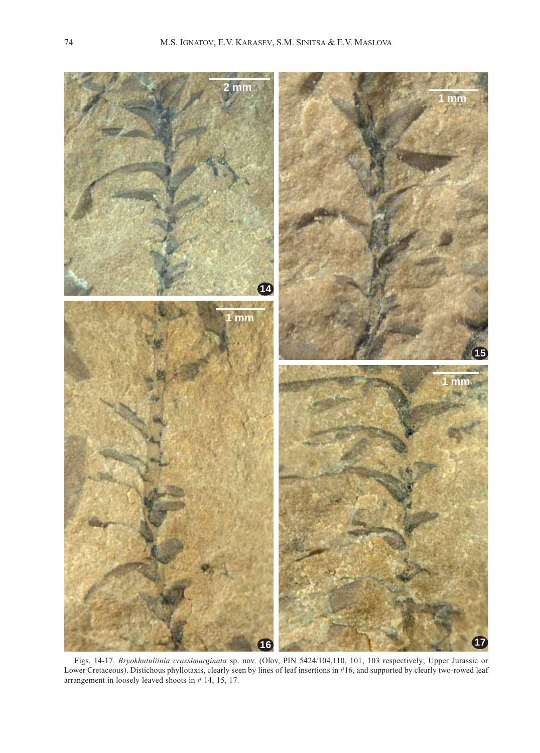Figs. 14-17. *Bryokhutuliinia crassimarginata* sp. nov. (Olov, PIN 5424/104,110, 101, 103 respectively; Upper Jurassic or Lower Cretaceous). Distichous phyllotaxis, clearly seen by lines of leaf insertions in #16, and supported by clearly two-rowed leaf arrangement in loosely leaved shoots in # 14, 15, 17.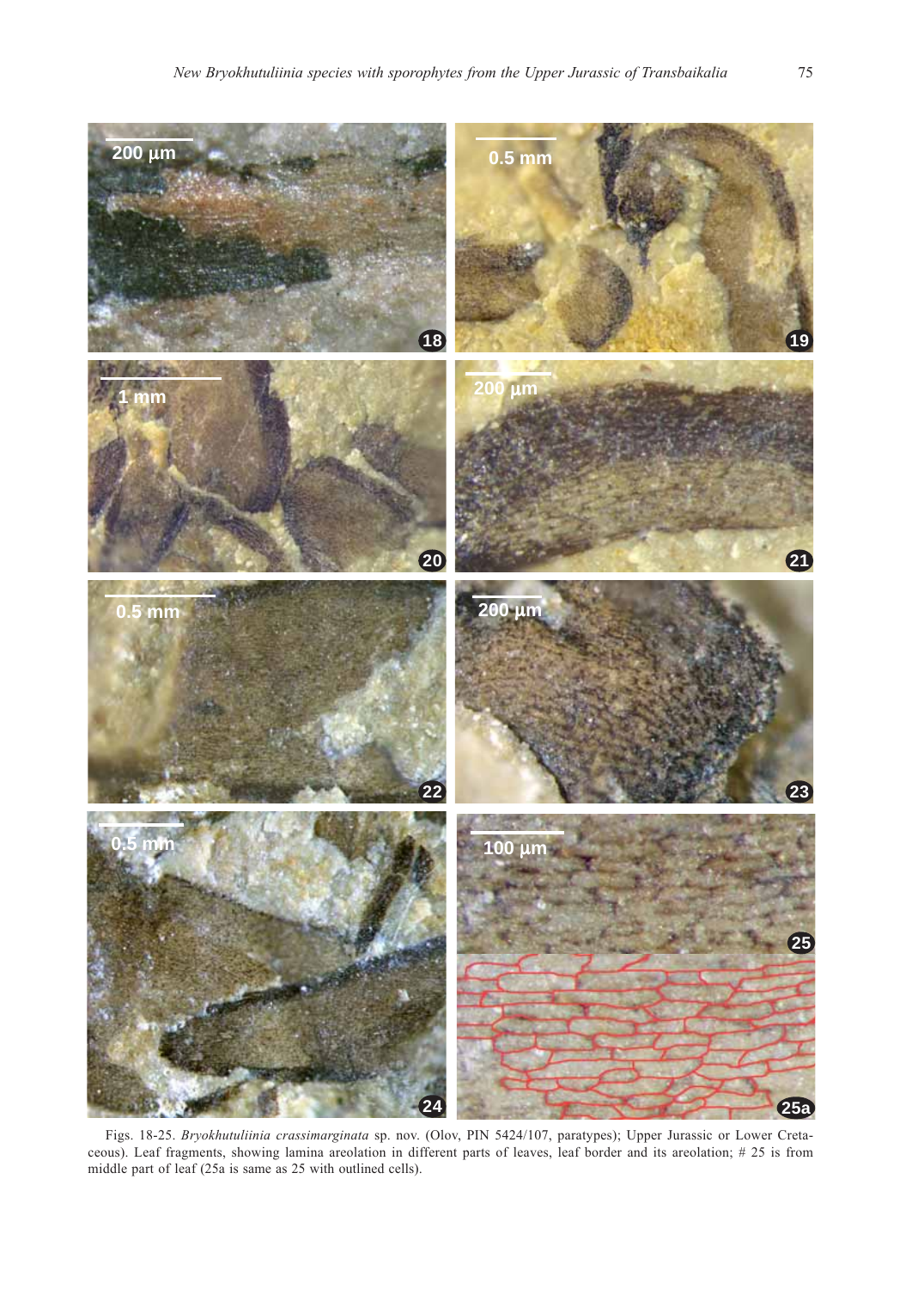Figs. 18-25. *Bryokhutuliinia crassimarginata* sp. nov. (Olov, PIN 5424/107, paratypes); Upper Jurassic or Lower Cretaceous). Leaf fragments, showing lamina areolation in different parts of leaves, leaf border and its areolation; # 25 is from middle part of leaf (25a is same as 25 with outlined cells).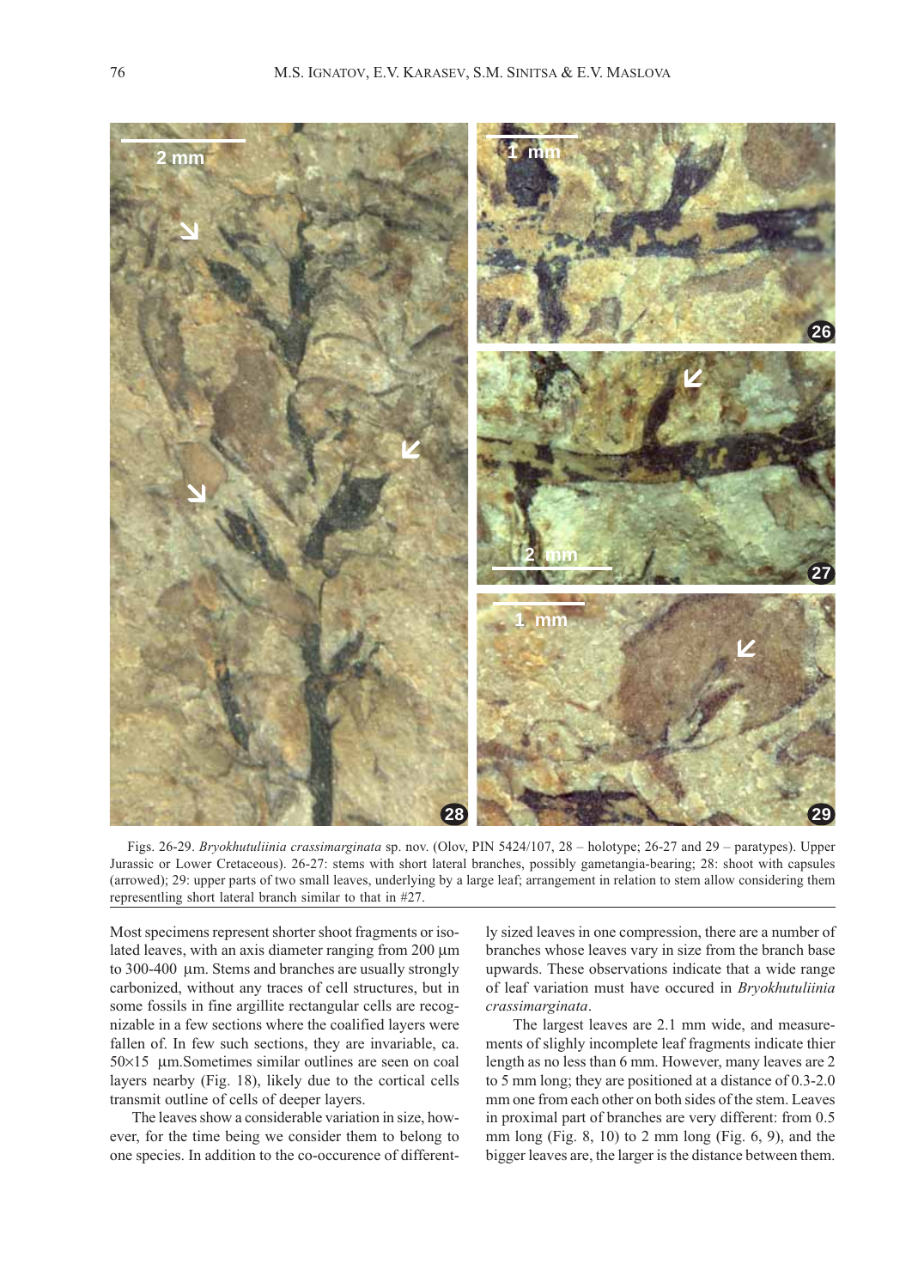Figs. 26-29. *Bryokhutuliinia crassimarginata* sp. nov. (Olov, PIN 5424/107, 28 – holotype; 26-27 and 29 – paratypes). Upper Jurassic or Lower Cretaceous). 26-27: stems with short lateral branches, possibly gametangia-bearing; 28: shoot with capsules (arrowed); 29: upper parts of two small leaves, underlying by a large leaf; arrangement in relation to stem allow considering them representlng short lateral branch similar to that in #27.

Most specimens represent shorter shoot fragments or isolated leaves, with an axis diameter ranging from 200 µm to 300-400 µm. Stems and branches are usually strongly carbonized, without any traces of cell structures, but in some fossils in fine argillite rectangular cells are recognizable in a few sections where the coalified layers were fallen of. In few such sections, they are invariable, ca. 50×15 µm.Sometimes similar outlines are seen on coal layers nearby (Fig. 18), likely due to the cortical cells transmit outline of cells of deeper layers.

The leaves show a considerable variation in size, however, for the time being we consider them to belong to one species. In addition to the co-occurence of differently sized leaves in one compression, there are a number of branches whose leaves vary in size from the branch base upwards. These observations indicate that a wide range of leaf variation must have occured in *Bryokhutuliinia crassimarginata*.

The largest leaves are 2.1 mm wide, and measurements of slighly incomplete leaf fragments indicate thier length as no less than 6 mm. However, many leaves are 2 to 5 mm long; they are positioned at a distance of 0.3-2.0 mm one from each other on both sides of the stem. Leaves in proximal part of branches are very different: from 0.5 mm long (Fig. 8, 10) to 2 mm long (Fig. 6, 9), and the bigger leaves are, the larger is the distance between them.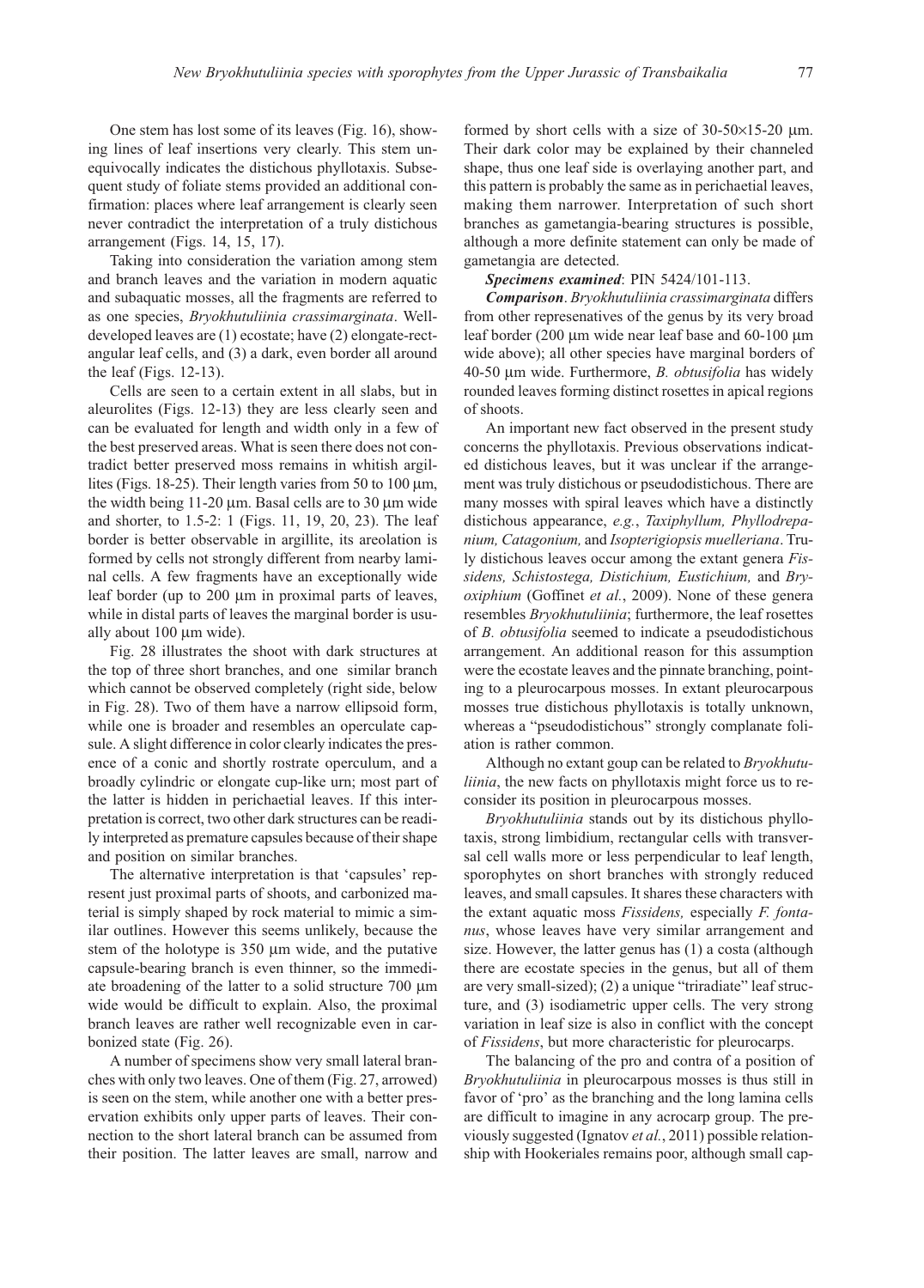One stem has lost some of its leaves (Fig. 16), showing lines of leaf insertions very clearly. This stem unequivocally indicates the distichous phyllotaxis. Subsequent study of foliate stems provided an additional confirmation: places where leaf arrangement is clearly seen never contradict the interpretation of a truly distichous arrangement (Figs. 14, 15, 17).

Taking into consideration the variation among stem and branch leaves and the variation in modern aquatic and subaquatic mosses, all the fragments are referred to as one species, *Bryokhutuliinia crassimarginata*. Well-developed leaves are (1) ecostate; have (2) elongate-rectangular leaf cells, and (3) a dark, even border all around the leaf (Figs. 12-13).

Cells are seen to a certain extent in all slabs, but in aleurolites (Figs. 12-13) they are less clearly seen and can be evaluated for length and width only in a few of the best preserved areas. What is seen there does not contradict better preserved moss remains in whitish argillites (Figs. 18-25). Their length varies from 50 to 100 μm, the width being 11-20 μm. Basal cells are to 30 μm wide and shorter, to 1.5-2: 1 (Figs. 11, 19, 20, 23). The leaf border is better observable in argillite, its areolation is formed by cells not strongly different from nearby laminal cells. A few fragments have an exceptionally wide leaf border (up to 200 μm in proximal parts of leaves, while in distal parts of leaves the marginal border is usually about 100 μm wide).

Fig. 28 illustrates the shoot with dark structures at the top of three short branches, and one similar branch which cannot be observed completely (right side, below in Fig. 28). Two of them have a narrow ellipsoid form, while one is broader and resembles an operculate capsule. A slight difference in color clearly indicates the presence of a conic and shortly rostrate operculum, and a broadly cylindric or elongate cup-like urn; most part of the latter is hidden in perichaetial leaves. If this interpretation is correct, two other dark structures can be readily interpreted as premature capsules because of their shape and position on similar branches.

The alternative interpretation is that 'capsules' represent just proximal parts of shoots, and carbonized material is simply shaped by rock material to mimic a similar outlines. However this seems unlikely, because the stem of the holotype is 350 μm wide, and the putative capsule-bearing branch is even thinner, so the immediate broadening of the latter to a solid structure 700 μm wide would be difficult to explain. Also, the proximal branch leaves are rather well recognizable even in carbonized state (Fig. 26).

A number of specimens show very small lateral branches with only two leaves. One of them (Fig. 27, arrowed) is seen on the stem, while another one with a better preservation exhibits only upper parts of leaves. Their connection to the short lateral branch can be assumed from their position. The latter leaves are small, narrow and formed by short cells with a size of 30-50×15-20 μm. Their dark color may be explained by their channeled shape, thus one leaf side is overlaying another part, and this pattern is probably the same as in perichaetial leaves, making them narrower. Interpretation of such short branches as gametangia-bearing structures is possible, although a more definite statement can only be made of gametangia are detected.

***Specimens examined***: PIN 5424/101-113.

***Comparison***. *Bryokhutuliinia crassimarginata* differs from other represenatives of the genus by its very broad leaf border (200 μm wide near leaf base and 60-100 μm wide above); all other species have marginal borders of 40-50 μm wide. Furthermore, *B. obtusifolia* has widely rounded leaves forming distinct rosettes in apical regions of shoots.

An important new fact observed in the present study concerns the phyllotaxis. Previous observations indicated distichous leaves, but it was unclear if the arrangement was truly distichous or pseudodistichous. There are many mosses with spiral leaves which have a distinctly distichous appearance, *e.g.*, *Taxiphyllum, Phyllodrepanium, Catagonium,* and *Isopterigiopsis muelleriana*. Truly distichous leaves occur among the extant genera *Fissidens, Schistostega, Distichium, Eustichium,* and *Bryoxiphium* (Goffinet *et al.*, 2009). None of these genera resembles *Bryokhutuliinia*; furthermore, the leaf rosettes of *B. obtusifolia* seemed to indicate a pseudodistichous arrangement. An additional reason for this assumption were the ecostate leaves and the pinnate branching, pointing to a pleurocarpous mosses. In extant pleurocarpous mosses true distichous phyllotaxis is totally unknown, whereas a "pseudodistichous" strongly complanate foliation is rather common.

Although no extant goup can be related to *Bryokhutuliinia*, the new facts on phyllotaxis might force us to reconsider its position in pleurocarpous mosses.

*Bryokhutuliinia* stands out by its distichous phyllotaxis, strong limbidium, rectangular cells with transversal cell walls more or less perpendicular to leaf length, sporophytes on short branches with strongly reduced leaves, and small capsules. It shares these characters with the extant aquatic moss *Fissidens,* especially *F. fontanus*, whose leaves have very similar arrangement and size. However, the latter genus has (1) a costa (although there are ecostate species in the genus, but all of them are very small-sized); (2) a unique "triradiate" leaf structure, and (3) isodiametric upper cells. The very strong variation in leaf size is also in conflict with the concept of *Fissidens*, but more characteristic for pleurocarps.

The balancing of the pro and contra of a position of *Bryokhutuliinia* in pleurocarpous mosses is thus still in favor of 'pro' as the branching and the long lamina cells are difficult to imagine in any acrocarp group. The previously suggested (Ignatov *et al.*, 2011) possible relationship with Hookeriales remains poor, although small cap-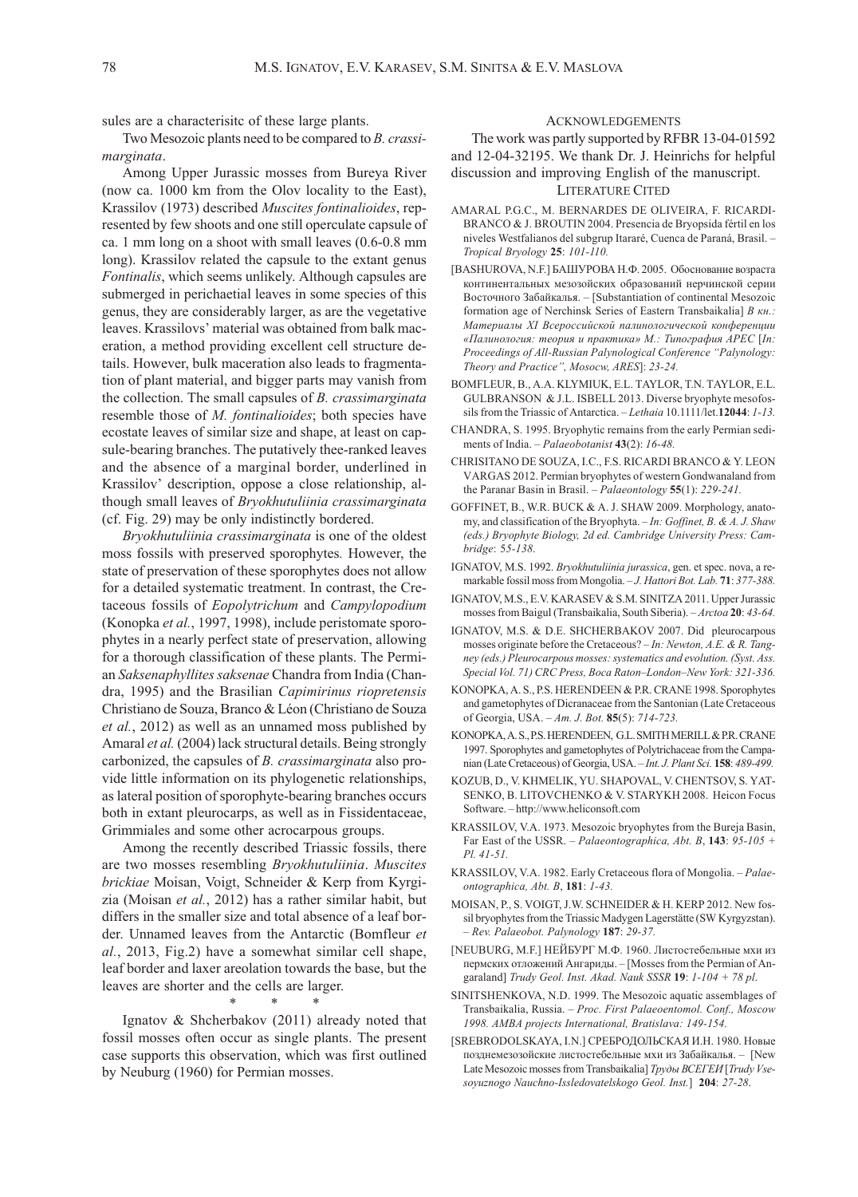sules are a characterisitc of these large plants.

Two Mesozoic plants need to be compared to *B. crassimarginata*.

Among Upper Jurassic mosses from Bureya River (now ca. 1000 km from the Olov locality to the East), Krassilov (1973) described *Muscites fontinalioides*, represented by few shoots and one still operculate capsule of ca. 1 mm long on a shoot with small leaves (0.6-0.8 mm long). Krassilov related the capsule to the extant genus *Fontinalis*, which seems unlikely. Although capsules are submerged in perichaetial leaves in some species of this genus, they are considerably larger, as are the vegetative leaves. Krassilovs' material was obtained from balk maceration, a method providing excellent cell structure details. However, bulk maceration also leads to fragmentation of plant material, and bigger parts may vanish from the collection. The small capsules of *B. crassimarginata* resemble those of *M. fontinalioides*; both species have ecostate leaves of similar size and shape, at least on capsule-bearing branches. The putatively thee-ranked leaves and the absence of a marginal border, underlined in Krassilov' description, oppose a close relationship, although small leaves of *Bryokhutuliinia crassimarginata* (cf. Fig. 29) may be only indistinctly bordered.

*Bryokhutuliinia crassimarginata* is one of the oldest moss fossils with preserved sporophytes. However, the state of preservation of these sporophytes does not allow for a detailed systematic treatment. In contrast, the Cretaceous fossils of *Eopolytrichum* and *Campylopodium* (Konopka *et al.*, 1997, 1998), include peristomate sporophytes in a nearly perfect state of preservation, allowing for a thorough classification of these plants. The Permian *Saksenaphyllites saksenae* Chandra from India (Chandra, 1995) and the Brasilian *Capimirinus riopretensis* Christiano de Souza, Branco & Léon (Christiano de Souza *et al.*, 2012) as well as an unnamed moss published by Amaral *et al.* (2004) lack structural details. Being strongly carbonized, the capsules of *B. crassimarginata* also provide little information on its phylogenetic relationships, as lateral position of sporophyte-bearing branches occurs both in extant pleurocarps, as well as in Fissidentaceae, Grimmiales and some other acrocarpous groups.

Among the recently described Triassic fossils, there are two mosses resembling *Bryokhutuliinia*. *Muscites brickiae* Moisan, Voigt, Schneider & Kerp from Kyrgizia (Moisan *et al.*, 2012) has a rather similar habit, but differs in the smaller size and total absence of a leaf border. Unnamed leaves from the Antarctic (Bomfleur *et al.*, 2013, Fig.2) have a somewhat similar cell shape, leaf border and laxer areolation towards the base, but the leaves are shorter and the cells are larger.

\* \* \*

Ignatov & Shcherbakov (2011) already noted that fossil mosses often occur as single plants. The present case supports this observation, which was first outlined by Neuburg (1960) for Permian mosses.

## Acknowledgements

The work was partly supported by RFBR 13-04-01592 and 12-04-32195. We thank Dr. J. Heinrichs for helpful discussion and improving English of the manuscript.

## Literature Cited

AMARAL P.G.C., M. BERNARDES DE OLIVEIRA, F. RICARDI-BRANCO & J. BROUTIN 2004. Presencia de Bryopsida fértil en los niveles Westfalianos del subgrup Itararé, Cuenca de Paraná, Brasil. – *Tropical Bryology* **25**: *101-110.*

[BASHUROVA, N.F.] БАШУРОВА Н.Ф. 2005. Обоснование возраста континентальных мезозойских образований нерчинской серии Восточного Забайкалья. – [Substantiation of continental Mesozoic formation age of Nerchinsk Series of Eastern Transbaikalia] *В кн.: Материалы XI Всероссийской палинологической конференции «Палинология: теория и практика» М.: Типография АРЕС* [*In: Proceedings of All-Russian Palynological Conference "Palynology: Theory and Practice", Mosocw, ARES*]: *23-24.*

BOMFLEUR, B., A.A. KLYMIUK, E.L. TAYLOR, T.N. TAYLOR, E.L. GULBRANSON & J.L. ISBELL 2013. Diverse bryophyte mesofossils from the Triassic of Antarctica. – *Lethaia* 10.1111/let.**12044**: *1-13.*

CHANDRA, S. 1995. Bryophytic remains from the early Permian sediments of India. – *Palaeobotanist* **43**(2): *16-48.*

CHRISITANO DE SOUZA, I.C., F.S. RICARDI BRANCO & Y. LEON VARGAS 2012. Permian bryophytes of western Gondwanaland from the Paranar Basin in Brasil. – *Palaeontology* **55**(1): *229-241.*

GOFFINET, B., W.R. BUCK & A. J. SHAW 2009. Morphology, anatomy, and classification of the Bryophyta. – *In: Goffinet, B. & A. J. Shaw (eds.) Bryophyte Biology, 2d ed. Cambridge University Press: Cambridge*: *55-138*.

IGNATOV, M.S. 1992. *Bryokhutuliinia jurassica*, gen. et spec. nova, a remarkable fossil moss from Mongolia. – *J. Hattori Bot. Lab.* **71**: *377-388.*

IGNATOV, M.S., E.V. KARASEV & S.M. SINITZA 2011. Upper Jurassic mosses from Baigul (Transbaikalia, South Siberia). – *Arctoa* **20**: *43-64.*

IGNATOV, M.S. & D.E. SHCHERBAKOV 2007. Did pleurocarpous mosses originate before the Cretaceous? – *In: Newton, A.E. & R. Tangney (eds.) Pleurocarpous mosses: systematics and evolution. (Syst. Ass. Special Vol. 71) CRC Press, Boca Raton–London–New York: 321-336.*

KONOPKA, A. S., P.S. HERENDEEN & P.R. CRANE 1998. Sporophytes and gametophytes of Dicranaceae from the Santonian (Late Cretaceous of Georgia, USA. – *Am. J. Bot.* **85**(5): *714-723.*

KONOPKA, A. S., P.S. HERENDEEN, G.L. SMITH MERILL & P.R. CRANE 1997. Sporophytes and gametophytes of Polytrichaceae from the Campanian (Late Cretaceous) of Georgia, USA. – *Int. J. Plant Sci.* **158**: *489-499.*

KOZUB, D., V. KHMELIK, YU. SHAPOVAL, V. CHENTSOV, S. YATSENKO, B. LITOVCHENKO & V. STARYKH 2008. Heicon Focus Software. – http://www.heliconsoft.com

KRASSILOV, V.A. 1973. Mesozoic bryophytes from the Bureja Basin, Far East of the USSR. – *Palaeontographica, Abt. B*, **143**: *95-105 + Pl. 41-51.*

KRASSILOV, V.A. 1982. Early Cretaceous flora of Mongolia. – *Palaeontographica, Abt. B*, **181**: *1-43.*

MOISAN, P., S. VOIGT, J.W. SCHNEIDER & H. KERP 2012. New fossil bryophytes from the Triassic Madygen Lagerstätte (SW Kyrgyzstan). – *Rev. Palaeobot. Palynology* **187**: *29-37.*

[NEUBURG, M.F.] НЕЙБУРГ М.Ф. 1960. Листостебельные мхи из пермских отложений Ангариды. – [Mosses from the Permian of Angaraland] *Trudy Geol. Inst. Akad. Nauk SSSR* **19**: *1-104 + 78 pl*.

SINITSHENKOVA, N.D. 1999. The Mesozoic aquatic assemblages of Transbaikalia, Russia. – *Proc. First Palaeoentomol. Conf., Moscow 1998. AMBA projects International, Bratislava: 149-154.*

[SREBRODOLSKAYA, I.N.] СРЕБРОДОЛЬСКАЯ И.Н. 1980. Новые позднемезозойские листостебельные мхи из Забайкалья. – [New Late Mesozoic mosses from Transbaikalia] *Труды ВСЕГЕИ* [*Trudy Vsesoyuznogo Nauchno-Issledovatelskogo Geol. Inst.*] **204**: *27-28*.